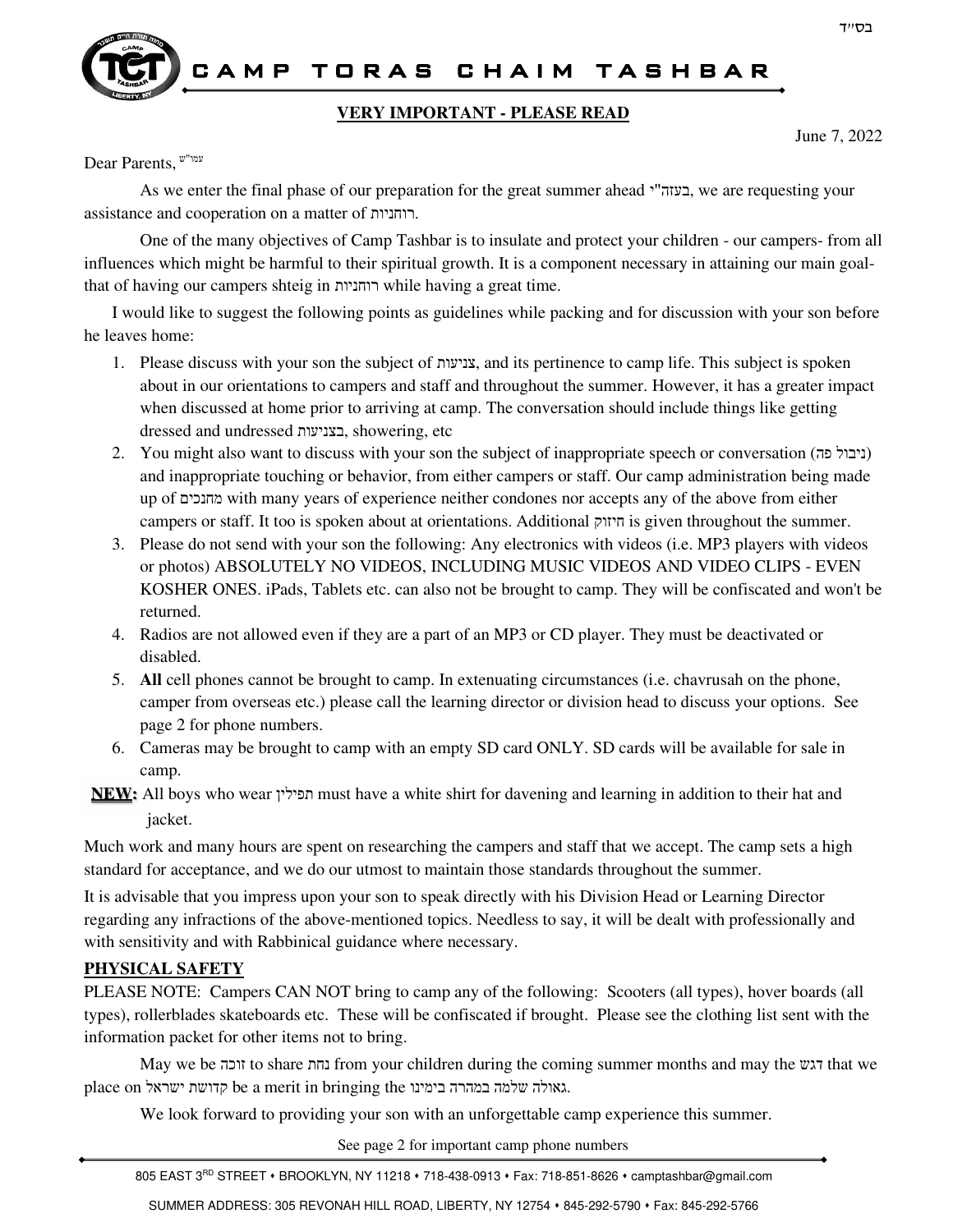בס"ד

# CAMP TORAS CHAIM TASHBAR

## VERY IMPORTANT - PLEASE READ

June 7, 2022

Dear Parents, עמו"ש

As we enter the final phase of our preparation for the great summer ahead בעזה"י, we are requesting your assistance and cooperation on a matter of רוחניות.

One of the many objectives of Camp Tashbar is to insulate and protect your children - our campers- from all influences which might be harmful to their spiritual growth. It is a component necessary in attaining our main goal- that of having our campers shteig in רוחניות while having a great time.

I would like to suggest the following points as guidelines while packing and for discussion with your son before he leaves home:

1. Please discuss with your son the subject of צניעות, and its pertinence to camp life. This subject is spoken about in our orientations to campers and staff and throughout the summer. However, it has a greater impact when discussed at home prior to arriving at camp. The conversation should include things like getting dressed and undressed בצניעות, showering, etc
2. You might also want to discuss with your son the subject of inappropriate speech or conversation (ניבול פה) and inappropriate touching or behavior, from either campers or staff. Our camp administration being made up of מחנכים with many years of experience neither condones nor accepts any of the above from either campers or staff. It too is spoken about at orientations. Additional חיזוק is given throughout the summer.
3. Please do not send with your son the following: Any electronics with videos (i.e. MP3 players with videos or photos) ABSOLUTELY NO VIDEOS, INCLUDING MUSIC VIDEOS AND VIDEO CLIPS - EVEN KOSHER ONES. iPads, Tablets etc. can also not be brought to camp. They will be confiscated and won't be returned.
4. Radios are not allowed even if they are a part of an MP3 or CD player. They must be deactivated or disabled.
5. **All** cell phones cannot be brought to camp. In extenuating circumstances (i.e. chavrusah on the phone, camper from overseas etc.) please call the learning director or division head to discuss your options. See page 2 for phone numbers.
6. Cameras may be brought to camp with an empty SD card ONLY. SD cards will be available for sale in camp.

**NEW:** All boys who wear תפילין must have a white shirt for davening and learning in addition to their hat and jacket.

Much work and many hours are spent on researching the campers and staff that we accept. The camp sets a high standard for acceptance, and we do our utmost to maintain those standards throughout the summer.

It is advisable that you impress upon your son to speak directly with his Division Head or Learning Director regarding any infractions of the above-mentioned topics. Needless to say, it will be dealt with professionally and with sensitivity and with Rabbinical guidance where necessary.

### PHYSICAL SAFETY

PLEASE NOTE: Campers CAN NOT bring to camp any of the following: Scooters (all types), hover boards (all types), rollerblades skateboards etc. These will be confiscated if brought. Please see the clothing list sent with the information packet for other items not to bring.

May we be זוכה to share נחת from your children during the coming summer months and may the דגש that we place on קדושת ישראל be a merit in bringing the גאולה שלמה במהרה בימינו.

We look forward to providing your son with an unforgettable camp experience this summer.

See page 2 for important camp phone numbers

805 EAST 3RD STREET • BROOKLYN, NY 11218 • 718-438-0913 • Fax: 718-851-8626 • camptashbar@gmail.com

SUMMER ADDRESS: 305 REVONAH HILL ROAD, LIBERTY, NY 12754 • 845-292-5790 • Fax: 845-292-5766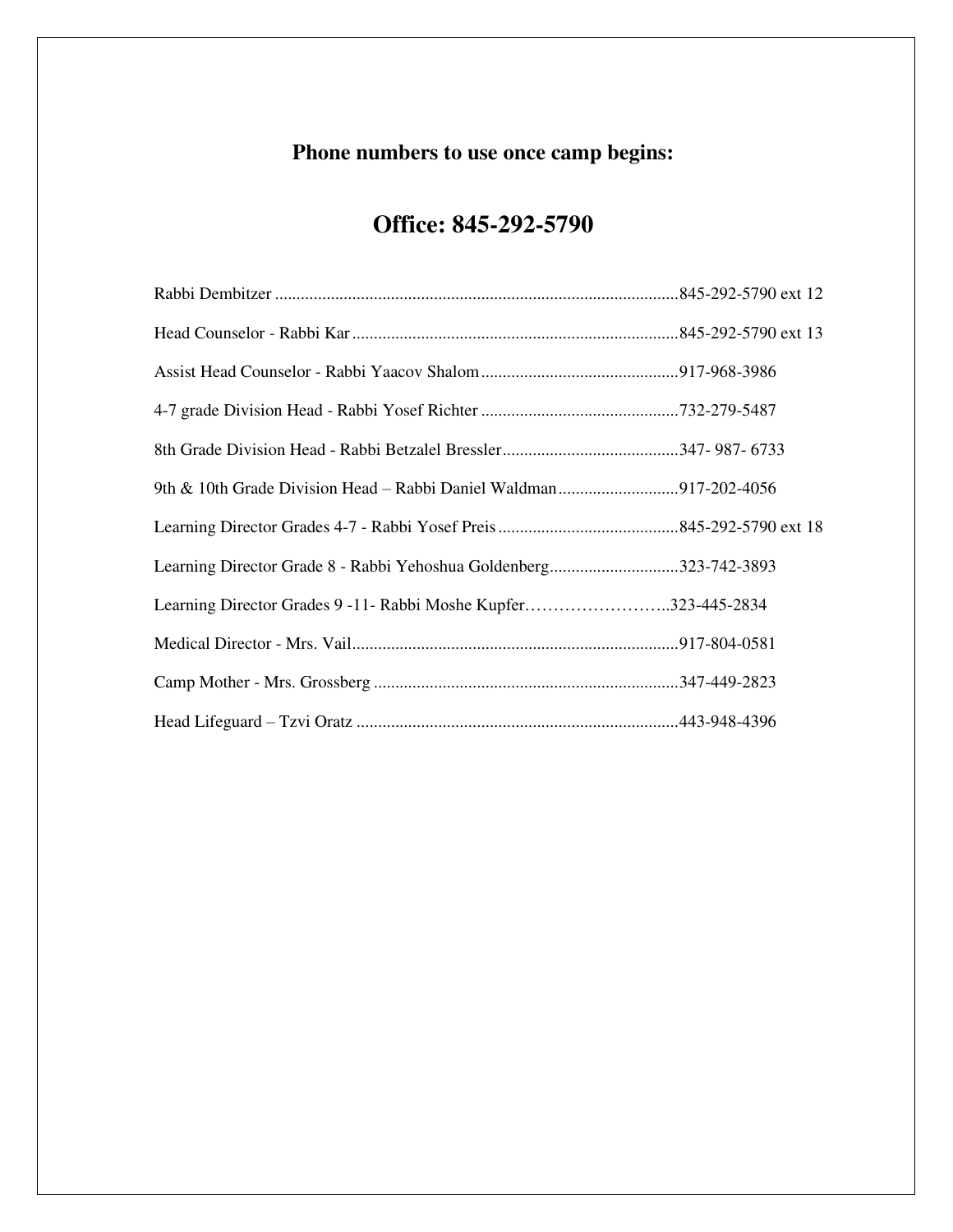**Phone numbers to use once camp begins:**

## Office: 845-292-5790

Rabbi Dembitzer ............................................................................................845-292-5790 ext 12

Head Counselor - Rabbi Kar...........................................................................845-292-5790 ext 13

Assist Head Counselor - Rabbi Yaacov Shalom..............................................917-968-3986

4-7 grade Division Head - Rabbi Yosef Richter ..............................................732-279-5487

8th Grade Division Head - Rabbi Betzalel Bressler.........................................347- 987- 6733

9th & 10th Grade Division Head – Rabbi Daniel Waldman............................917-202-4056

Learning Director Grades 4-7 - Rabbi Yosef Preis..........................................845-292-5790 ext 18

Learning Director Grade 8 - Rabbi Yehoshua Goldenberg..............................323-742-3893

Learning Director Grades 9 -11- Rabbi Moshe Kupfer……………………..323-445-2834

Medical Director - Mrs. Vail...........................................................................917-804-0581

Camp Mother - Mrs. Grossberg .......................................................................347-449-2823

Head Lifeguard – Tzvi Oratz ..........................................................................443-948-4396